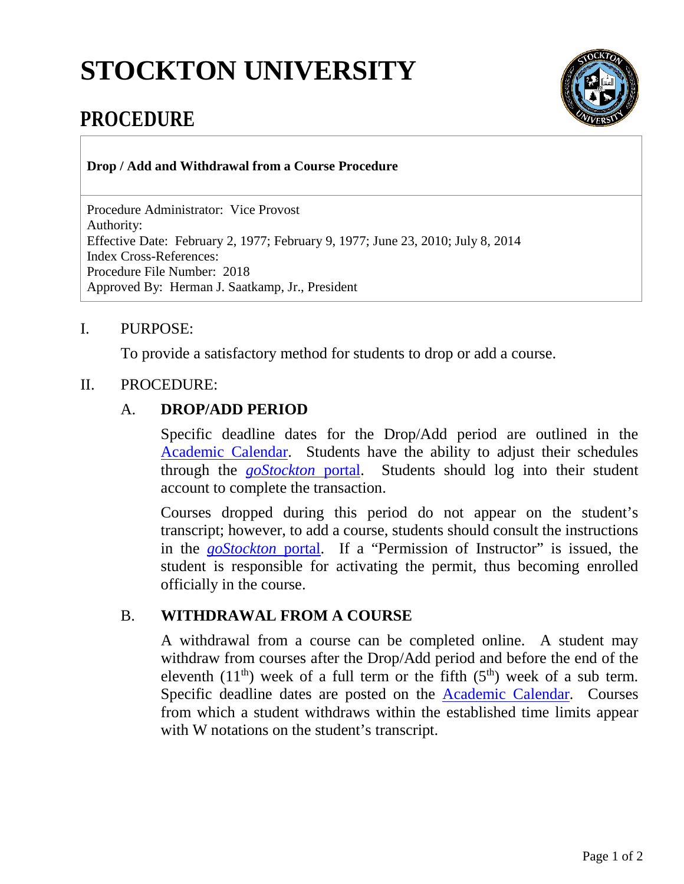# STOCKTON UNIVERSITY

## PROCEDURE

**Drop / Add and Withdrawal from a Course Procedure**

Procedure Administrator: Vice Provost
Authority:
Effective Date: February 2, 1977; February 9, 1977; June 23, 2010; July 8, 2014
Index Cross-References:
Procedure File Number: 2018
Approved By: Herman J. Saatkamp, Jr., President

I. PURPOSE:

To provide a satisfactory method for students to drop or add a course.

II. PROCEDURE:

A. **DROP/ADD PERIOD**

Specific deadline dates for the Drop/Add period are outlined in the Academic Calendar. Students have the ability to adjust their schedules through the *goStockton* portal. Students should log into their student account to complete the transaction.

Courses dropped during this period do not appear on the student's transcript; however, to add a course, students should consult the instructions in the *goStockton* portal. If a "Permission of Instructor" is issued, the student is responsible for activating the permit, thus becoming enrolled officially in the course.

B. **WITHDRAWAL FROM A COURSE**

A withdrawal from a course can be completed online. A student may withdraw from courses after the Drop/Add period and before the end of the eleventh (11th) week of a full term or the fifth (5th) week of a sub term. Specific deadline dates are posted on the Academic Calendar. Courses from which a student withdraws within the established time limits appear with W notations on the student's transcript.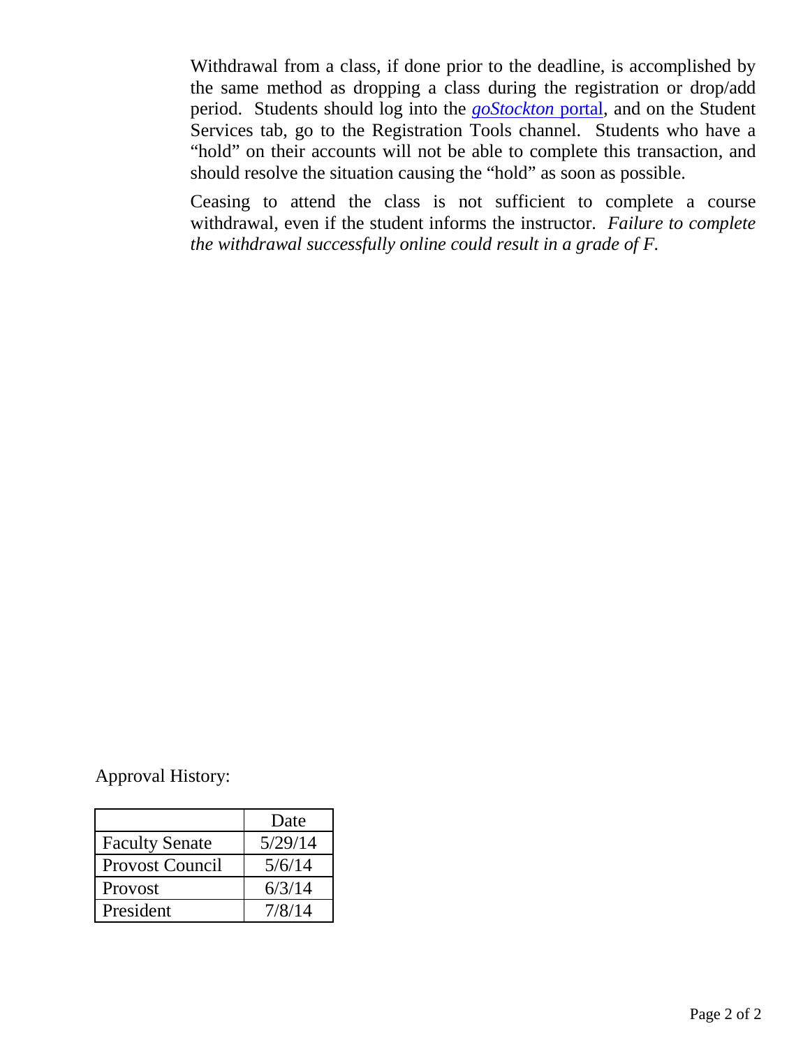Withdrawal from a class, if done prior to the deadline, is accomplished by the same method as dropping a class during the registration or drop/add period. Students should log into the *goStockton* portal, and on the Student Services tab, go to the Registration Tools channel. Students who have a "hold" on their accounts will not be able to complete this transaction, and should resolve the situation causing the "hold" as soon as possible.

Ceasing to attend the class is not sufficient to complete a course withdrawal, even if the student informs the instructor. *Failure to complete the withdrawal successfully online could result in a grade of F.*

Approval History:

| | Date |
|---|---|
| Faculty Senate | 5/29/14 |
| Provost Council | 5/6/14 |
| Provost | 6/3/14 |
| President | 7/8/14 |